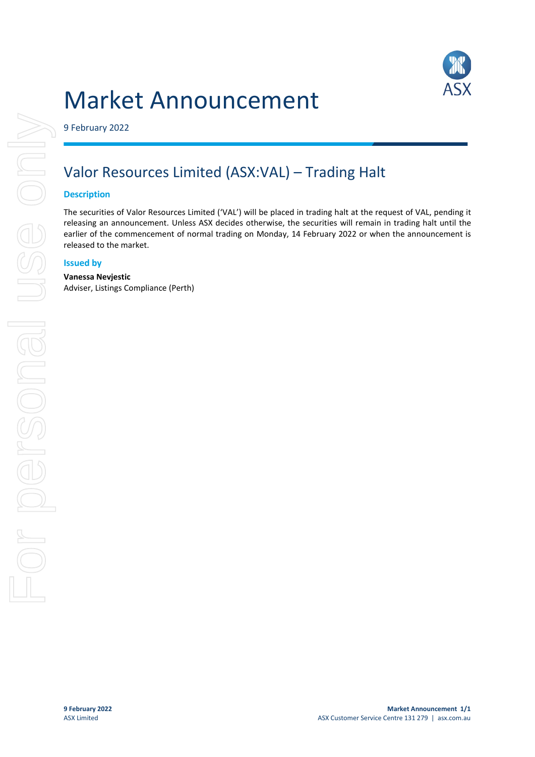# Market Announcement

9 February 2022

## Valor Resources Limited (ASX:VAL) – Trading Halt

### Description

The securities of Valor Resources Limited ('VAL') will be placed in trading halt at the request of VAL, pending it releasing an announcement. Unless ASX decides otherwise, the securities will remain in trading halt until the earlier of the commencement of normal trading on Monday, 14 February 2022 or when the announcement is released to the market.

### Issued by

**Vanessa Nevjestic**
Adviser, Listings Compliance (Perth)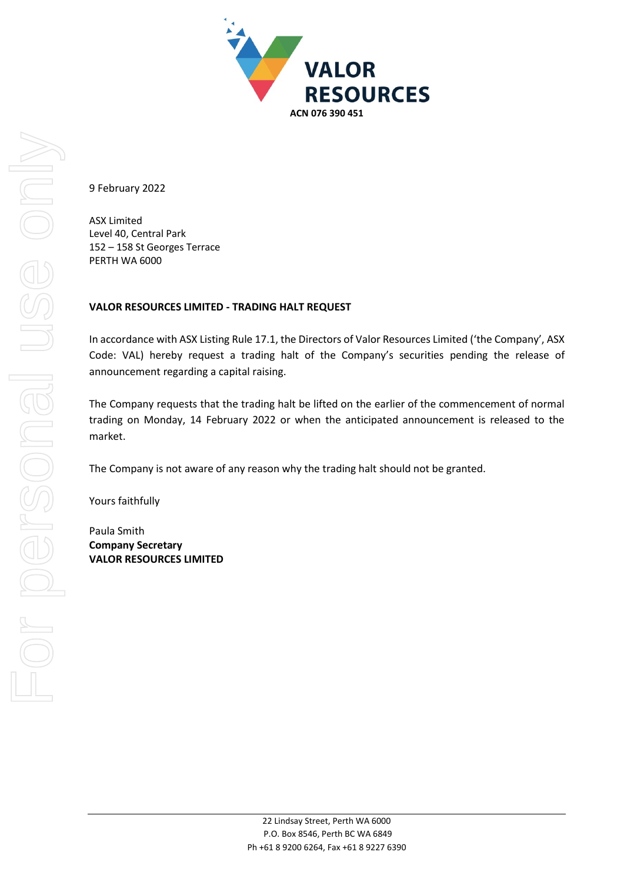VALOR RESOURCES

ACN 076 390 451

9 February 2022

ASX Limited
Level 40, Central Park
152 – 158 St Georges Terrace
PERTH WA 6000

**VALOR RESOURCES LIMITED - TRADING HALT REQUEST**

In accordance with ASX Listing Rule 17.1, the Directors of Valor Resources Limited ('the Company', ASX Code: VAL) hereby request a trading halt of the Company's securities pending the release of announcement regarding a capital raising.

The Company requests that the trading halt be lifted on the earlier of the commencement of normal trading on Monday, 14 February 2022 or when the anticipated announcement is released to the market.

The Company is not aware of any reason why the trading halt should not be granted.

Yours faithfully

Paula Smith
**Company Secretary**
**VALOR RESOURCES LIMITED**

22 Lindsay Street, Perth WA 6000
P.O. Box 8546, Perth BC WA 6849
Ph +61 8 9200 6264, Fax +61 8 9227 6390